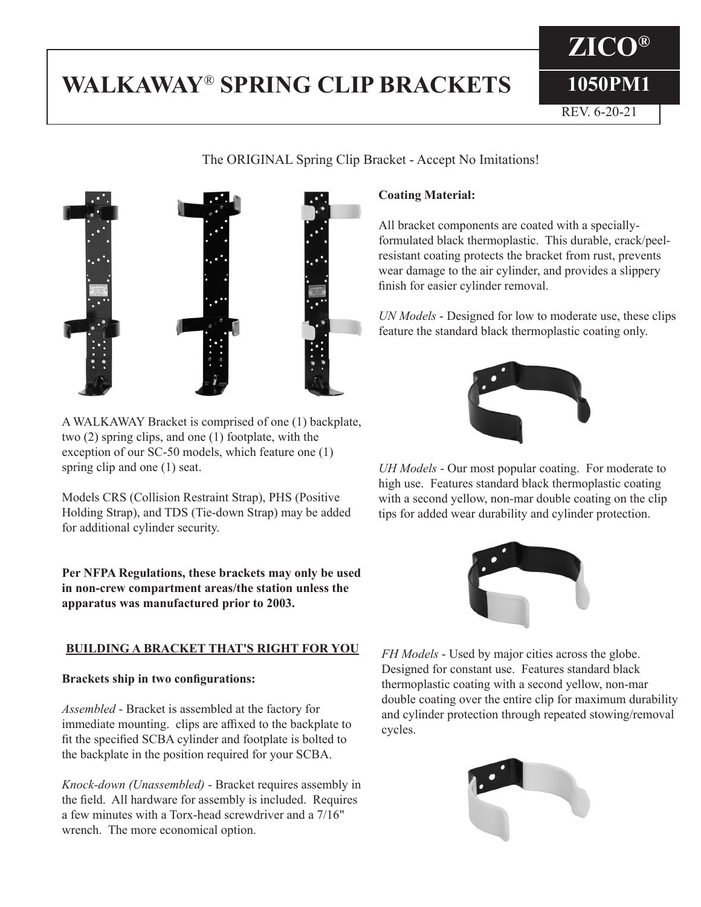# WALKAWAY® SPRING CLIP BRACKETS

**ZICO®**

**1050PM1**

REV. 6-20-21

The ORIGINAL Spring Clip Bracket - Accept No Imitations!

A WALKAWAY Bracket is comprised of one (1) backplate, two (2) spring clips, and one (1) footplate, with the exception of our SC-50 models, which feature one (1) spring clip and one (1) seat.

Models CRS (Collision Restraint Strap), PHS (Positive Holding Strap), and TDS (Tie-down Strap) may be added for additional cylinder security.

**Per NFPA Regulations, these brackets may only be used in non-crew compartment areas/the station unless the apparatus was manufactured prior to 2003.**

## BUILDING A BRACKET THAT'S RIGHT FOR YOU

**Brackets ship in two configurations:**

*Assembled* - Bracket is assembled at the factory for immediate mounting. clips are affixed to the backplate to fit the specified SCBA cylinder and footplate is bolted to the backplate in the position required for your SCBA.

*Knock-down (Unassembled)* - Bracket requires assembly in the field. All hardware for assembly is included. Requires a few minutes with a Torx-head screwdriver and a 7/16" wrench. The more economical option.

**Coating Material:**

All bracket components are coated with a specially-formulated black thermoplastic. This durable, crack/peel-resistant coating protects the bracket from rust, prevents wear damage to the air cylinder, and provides a slippery finish for easier cylinder removal.

*UN Models* - Designed for low to moderate use, these clips feature the standard black thermoplastic coating only.

*UH Models* - Our most popular coating. For moderate to high use. Features standard black thermoplastic coating with a second yellow, non-mar double coating on the clip tips for added wear durability and cylinder protection.

*FH Models* - Used by major cities across the globe. Designed for constant use. Features standard black thermoplastic coating with a second yellow, non-mar double coating over the entire clip for maximum durability and cylinder protection through repeated stowing/removal cycles.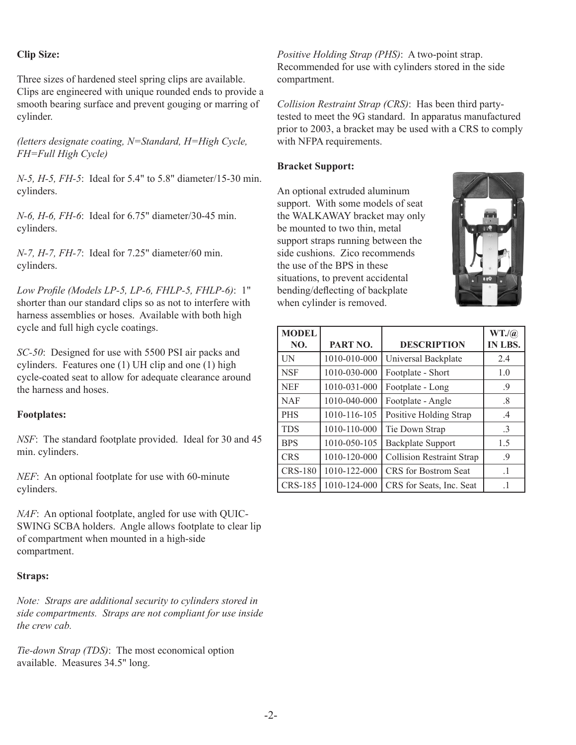**Clip Size:**

Three sizes of hardened steel spring clips are available. Clips are engineered with unique rounded ends to provide a smooth bearing surface and prevent gouging or marring of cylinder.

*(letters designate coating, N=Standard, H=High Cycle, FH=Full High Cycle)*

*N-5, H-5, FH-5*: Ideal for 5.4" to 5.8" diameter/15-30 min. cylinders.

*N-6, H-6, FH-6*: Ideal for 6.75" diameter/30-45 min. cylinders.

*N-7, H-7, FH-7*: Ideal for 7.25" diameter/60 min. cylinders.

*Low Profile (Models LP-5, LP-6, FHLP-5, FHLP-6)*: 1" shorter than our standard clips so as not to interfere with harness assemblies or hoses. Available with both high cycle and full high cycle coatings.

*SC-50*: Designed for use with 5500 PSI air packs and cylinders. Features one (1) UH clip and one (1) high cycle-coated seat to allow for adequate clearance around the harness and hoses.

**Footplates:**

*NSF*: The standard footplate provided. Ideal for 30 and 45 min. cylinders.

*NEF*: An optional footplate for use with 60-minute cylinders.

*NAF*: An optional footplate, angled for use with QUIC-SWING SCBA holders. Angle allows footplate to clear lip of compartment when mounted in a high-side compartment.

**Straps:**

*Note: Straps are additional security to cylinders stored in side compartments. Straps are not compliant for use inside the crew cab.*

*Tie-down Strap (TDS)*: The most economical option available. Measures 34.5" long.

*Positive Holding Strap (PHS)*: A two-point strap. Recommended for use with cylinders stored in the side compartment.

*Collision Restraint Strap (CRS)*: Has been third party-tested to meet the 9G standard. In apparatus manufactured prior to 2003, a bracket may be used with a CRS to comply with NFPA requirements.

**Bracket Support:**

An optional extruded aluminum support. With some models of seat the WALKAWAY bracket may only be mounted to two thin, metal support straps running between the side cushions. Zico recommends the use of the BPS in these situations, to prevent accidental bending/deflecting of backplate when cylinder is removed.

| MODEL NO. | PART NO. | DESCRIPTION | WT./@ IN LBS. |
|---|---|---|---|
| UN | 1010-010-000 | Universal Backplate | 2.4 |
| NSF | 1010-030-000 | Footplate - Short | 1.0 |
| NEF | 1010-031-000 | Footplate - Long | .9 |
| NAF | 1010-040-000 | Footplate - Angle | .8 |
| PHS | 1010-116-105 | Positive Holding Strap | .4 |
| TDS | 1010-110-000 | Tie Down Strap | .3 |
| BPS | 1010-050-105 | Backplate Support | 1.5 |
| CRS | 1010-120-000 | Collision Restraint Strap | .9 |
| CRS-180 | 1010-122-000 | CRS for Bostrom Seat | .1 |
| CRS-185 | 1010-124-000 | CRS for Seats, Inc. Seat | .1 |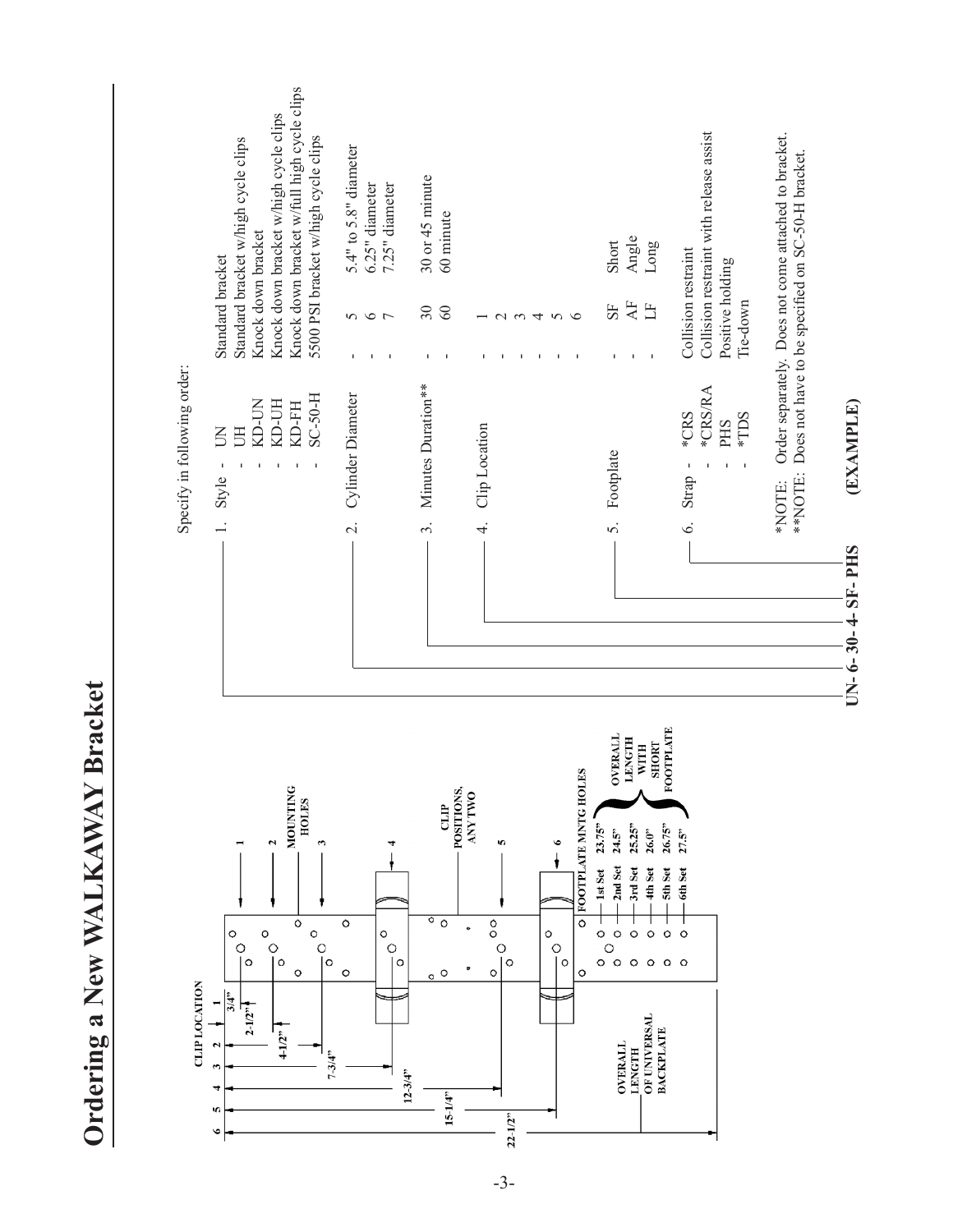# Ordering a New WALKAWAY Bracket

Specify in following order:

1. Style
   - UN - Standard bracket
   - UH - Standard bracket w/high cycle clips
   - KD-UN - Knock down bracket
   - KD-UH - Knock down bracket w/high cycle clips
   - KD-FH - Knock down bracket w/full high cycle clips
   - SC-50-H - 5500 PSI bracket w/high cycle clips
2. Cylinder Diameter
   - 5 - 5.4" to 5.8" diameter
   - 6 - 6.25" diameter
   - 7 - 7.25" diameter
3. Minutes Duration**
   - 30 - 30 or 45 minute
   - 60 - 60 minute
4. Clip Location
   - 1
   - 2
   - 3
   - 4
   - 5
   - 6
5. Footplate
   - SF - Short
   - AF - Angle
   - LF - Long
6. Strap
   - *CRS - Collision restraint
   - *CRS/RA - Collision restraint with release assist
   - PHS - Positive holding
   - *TDS - Tie-down

*NOTE: Order separately. Does not come attached to bracket.
**NOTE: Does not have to be specified on SC-50-H bracket.

**UN- 6- 30- 4- SF- PHS** **(EXAMPLE)**

CLIP LOCATION

| Clip Location | Distance |
|---|---|
| 1 | 3/4" |
| 2 | 2-1/2" |
| 3 | 4-1/2" |
| 4 | 7-3/4" |
| 5 | 12-3/4" |
| 6 | 15-1/4" |

22-1/2" OVERALL LENGTH OF UNIVERSAL BACKPLATE

MOUNTING HOLES

CLIP POSITIONS, ANY TWO

FOOTPLATE MNTG HOLES — OVERALL LENGTH WITH SHORT FOOTPLATE

| Footplate Mntg Holes | Overall Length with Short Footplate |
|---|---|
| 1st Set | 23.75" |
| 2nd Set | 24.5" |
| 3rd Set | 25.25" |
| 4th Set | 26.0" |
| 5th Set | 26.75" |
| 6th Set | 27.5" |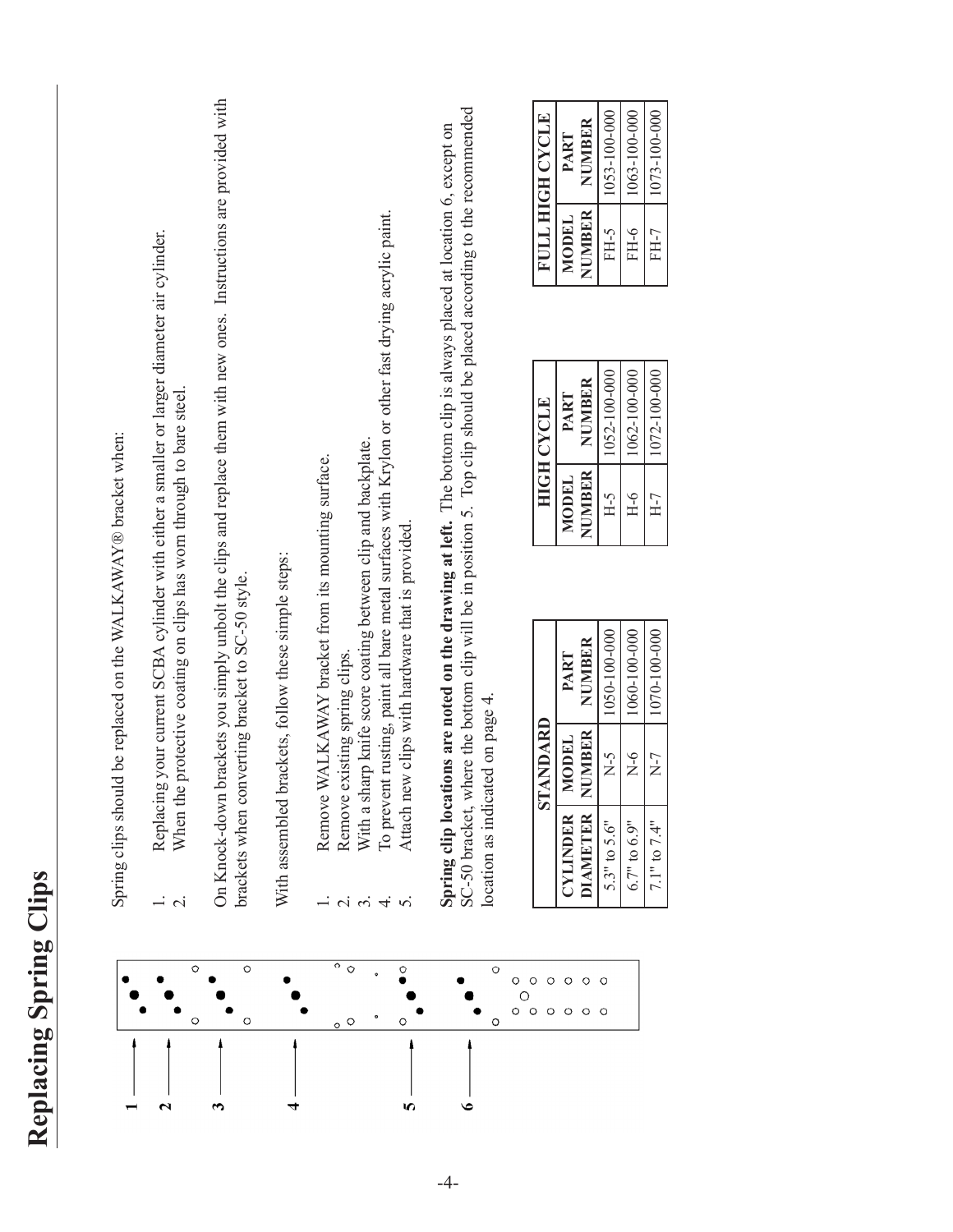# Replacing Spring Clips

Spring clips should be replaced on the WALKAWAY® bracket when:

1. Replacing your current SCBA cylinder with either a smaller or larger diameter air cylinder.
2. When the protective coating on clips has worn through to bare steel.

On Knock-down brackets you simply unbolt the clips and replace them with new ones. Instructions are provided with brackets when converting bracket to SC-50 style.

With assembled brackets, follow these simple steps:

1. Remove WALKAWAY bracket from its mounting surface.
2. Remove existing spring clips.
3. With a sharp knife score coating between clip and backplate.
4. To prevent rusting, paint all bare metal surfaces with Krylon or other fast drying acrylic paint.
5. Attach new clips with hardware that is provided.

**Spring clip locations are noted on the drawing at left.** The bottom clip is always placed at location 6, except on SC-50 bracket, where the bottom clip will be in position 5. Top clip should be placed according to the recommended location as indicated on page 4.

| CYLINDER DIAMETER | STANDARD MODEL NUMBER | STANDARD PART NUMBER |
|---|---|---|
| 5.3" to 5.6" | N-5 | 1050-100-000 |
| 6.7" to 6.9" | N-6 | 1060-100-000 |
| 7.1" to 7.4" | N-7 | 1070-100-000 |

| HIGH CYCLE MODEL NUMBER | HIGH CYCLE PART NUMBER |
|---|---|
| H-5 | 1052-100-000 |
| H-6 | 1062-100-000 |
| H-7 | 1072-100-000 |

| FULL HIGH CYCLE MODEL NUMBER | FULL HIGH CYCLE PART NUMBER |
|---|---|
| FH-5 | 1053-100-000 |
| FH-6 | 1063-100-000 |
| FH-7 | 1073-100-000 |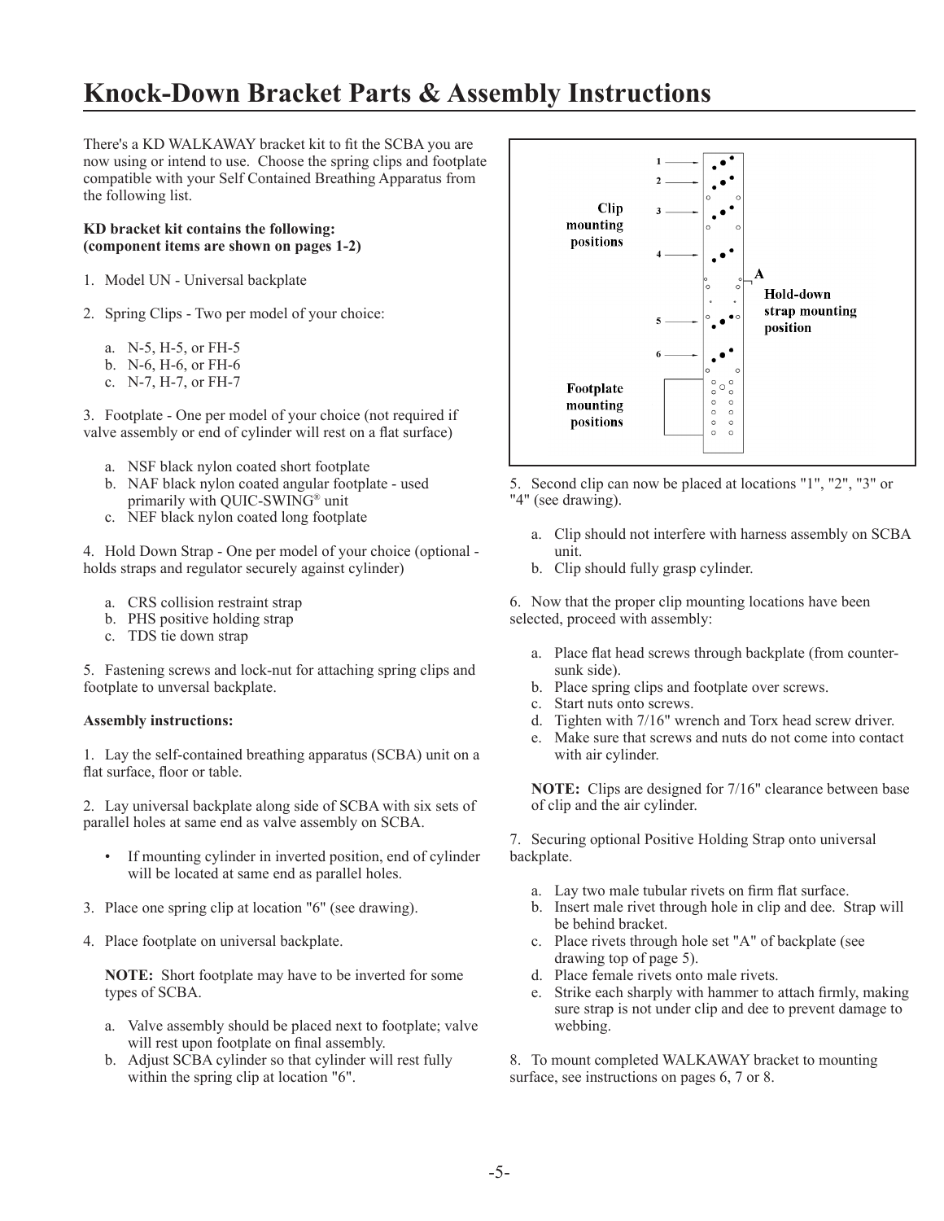# Knock-Down Bracket Parts & Assembly Instructions

There's a KD WALKAWAY bracket kit to fit the SCBA you are now using or intend to use. Choose the spring clips and footplate compatible with your Self Contained Breathing Apparatus from the following list.

**KD bracket kit contains the following:**
**(component items are shown on pages 1-2)**

1. Model UN - Universal backplate

2. Spring Clips - Two per model of your choice:

   a. N-5, H-5, or FH-5
   b. N-6, H-6, or FH-6
   c. N-7, H-7, or FH-7

3. Footplate - One per model of your choice (not required if valve assembly or end of cylinder will rest on a flat surface)

   a. NSF black nylon coated short footplate
   b. NAF black nylon coated angular footplate - used primarily with QUIC-SWING® unit
   c. NEF black nylon coated long footplate

4. Hold Down Strap - One per model of your choice (optional - holds straps and regulator securely against cylinder)

   a. CRS collision restraint strap
   b. PHS positive holding strap
   c. TDS tie down strap

5. Fastening screws and lock-nut for attaching spring clips and footplate to unversal backplate.

**Assembly instructions:**

1. Lay the self-contained breathing apparatus (SCBA) unit on a flat surface, floor or table.

2. Lay universal backplate along side of SCBA with six sets of parallel holes at same end as valve assembly on SCBA.

   - If mounting cylinder in inverted position, end of cylinder will be located at same end as parallel holes.

3. Place one spring clip at location "6" (see drawing).

4. Place footplate on universal backplate.

   **NOTE:** Short footplate may have to be inverted for some types of SCBA.

   a. Valve assembly should be placed next to footplate; valve will rest upon footplate on final assembly.
   b. Adjust SCBA cylinder so that cylinder will rest fully within the spring clip at location "6".

Clip mounting positions: 1, 2, 3, 4, 5, 6

A — Hold-down strap mounting position

Footplate mounting positions

5. Second clip can now be placed at locations "1", "2", "3" or "4" (see drawing).

   a. Clip should not interfere with harness assembly on SCBA unit.
   b. Clip should fully grasp cylinder.

6. Now that the proper clip mounting locations have been selected, proceed with assembly:

   a. Place flat head screws through backplate (from counter-sunk side).
   b. Place spring clips and footplate over screws.
   c. Start nuts onto screws.
   d. Tighten with 7/16" wrench and Torx head screw driver.
   e. Make sure that screws and nuts do not come into contact with air cylinder.

   **NOTE:** Clips are designed for 7/16" clearance between base of clip and the air cylinder.

7. Securing optional Positive Holding Strap onto universal backplate.

   a. Lay two male tubular rivets on firm flat surface.
   b. Insert male rivet through hole in clip and dee. Strap will be behind bracket.
   c. Place rivets through hole set "A" of backplate (see drawing top of page 5).
   d. Place female rivets onto male rivets.
   e. Strike each sharply with hammer to attach firmly, making sure strap is not under clip and dee to prevent damage to webbing.

8. To mount completed WALKAWAY bracket to mounting surface, see instructions on pages 6, 7 or 8.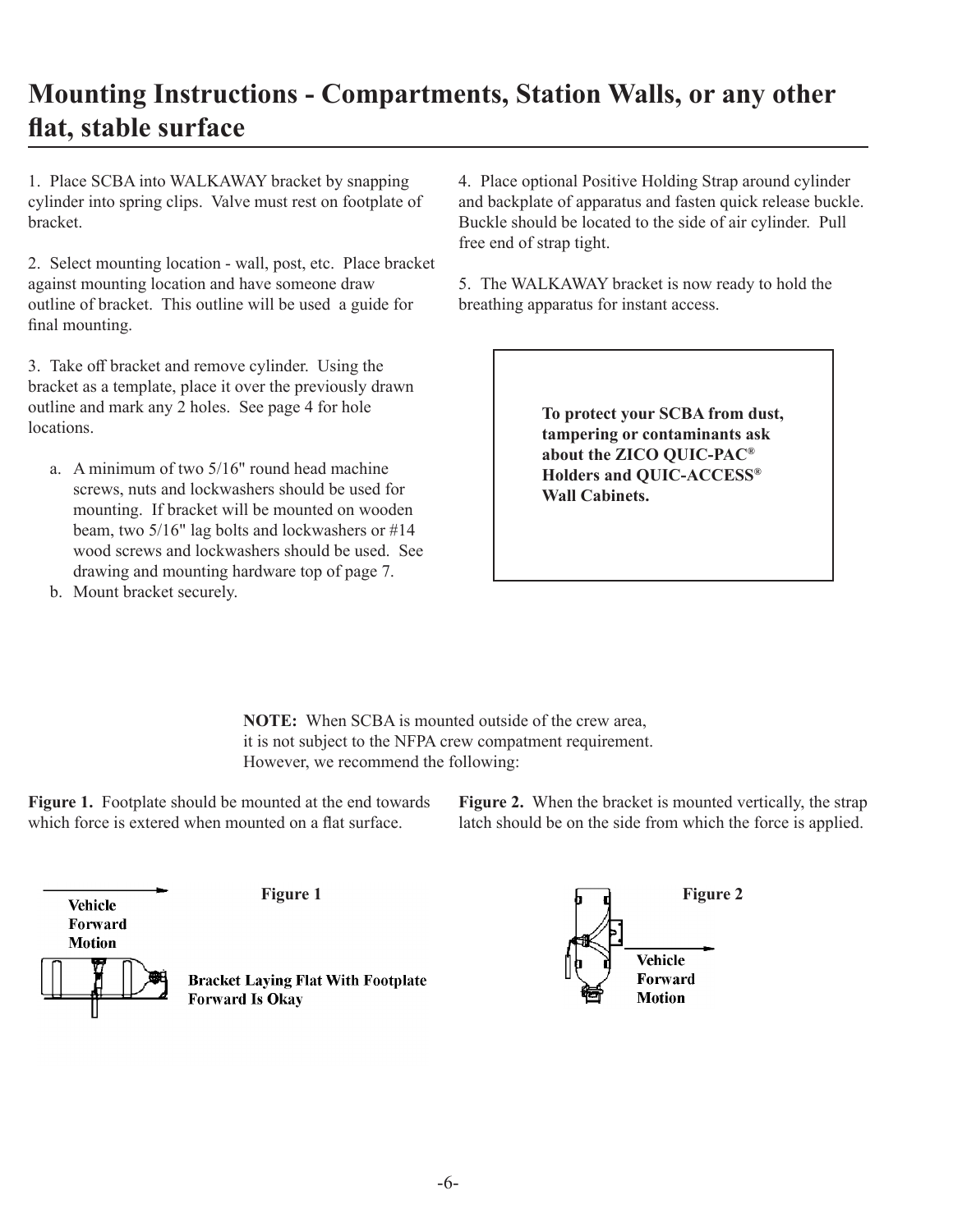# Mounting Instructions - Compartments, Station Walls, or any other flat, stable surface

1. Place SCBA into WALKAWAY bracket by snapping cylinder into spring clips. Valve must rest on footplate of bracket.

2. Select mounting location - wall, post, etc. Place bracket against mounting location and have someone draw outline of bracket. This outline will be used a guide for final mounting.

3. Take off bracket and remove cylinder. Using the bracket as a template, place it over the previously drawn outline and mark any 2 holes. See page 4 for hole locations.

   a. A minimum of two 5/16" round head machine screws, nuts and lockwashers should be used for mounting. If bracket will be mounted on wooden beam, two 5/16" lag bolts and lockwashers or #14 wood screws and lockwashers should be used. See drawing and mounting hardware top of page 7.
   b. Mount bracket securely.

4. Place optional Positive Holding Strap around cylinder and backplate of apparatus and fasten quick release buckle. Buckle should be located to the side of air cylinder. Pull free end of strap tight.

5. The WALKAWAY bracket is now ready to hold the breathing apparatus for instant access.

**To protect your SCBA from dust, tampering or contaminants ask about the ZICO QUIC-PAC® Holders and QUIC-ACCESS® Wall Cabinets.**

**NOTE:** When SCBA is mounted outside of the crew area, it is not subject to the NFPA crew compatment requirement. However, we recommend the following:

**Figure 1.** Footplate should be mounted at the end towards which force is extered when mounted on a flat surface.

**Figure 2.** When the bracket is mounted vertically, the strap latch should be on the side from which the force is applied.

**Figure 1**

Vehicle Forward Motion

Bracket Laying Flat With Footplate Forward Is Okay

**Figure 2**

Vehicle Forward Motion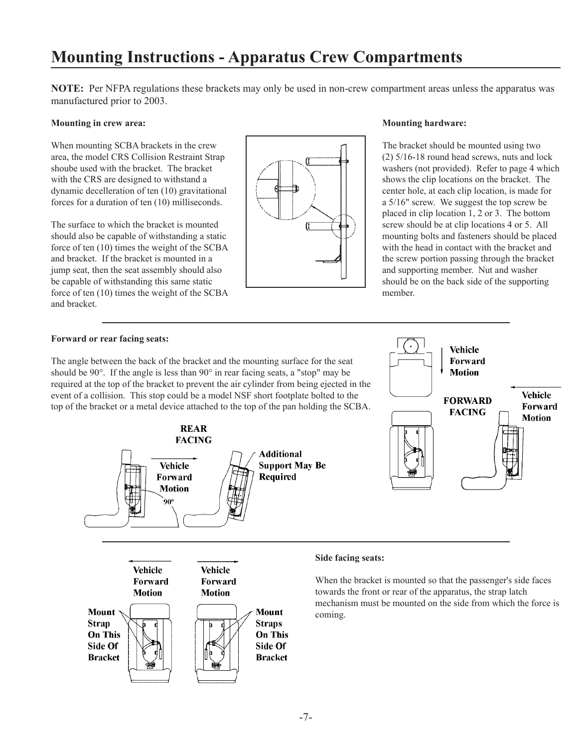# Mounting Instructions - Apparatus Crew Compartments

**NOTE:** Per NFPA regulations these brackets may only be used in non-crew compartment areas unless the apparatus was manufactured prior to 2003.

**Mounting in crew area:**

When mounting SCBA brackets in the crew area, the model CRS Collision Restraint Strap shoube used with the bracket. The bracket with the CRS are designed to withstand a dynamic decelleration of ten (10) gravitational forces for a duration of ten (10) milliseconds.

The surface to which the bracket is mounted should also be capable of withstanding a static force of ten (10) times the weight of the SCBA and bracket. If the bracket is mounted in a jump seat, then the seat assembly should also be capable of withstanding this same static force of ten (10) times the weight of the SCBA and bracket.

**Mounting hardware:**

The bracket should be mounted using two (2) 5/16-18 round head screws, nuts and lock washers (not provided). Refer to page 4 which shows the clip locations on the bracket. The center hole, at each clip location, is made for a 5/16" screw. We suggest the top screw be placed in clip location 1, 2 or 3. The bottom screw should be at clip locations 4 or 5. All mounting bolts and fasteners should be placed with the head in contact with the bracket and the screw portion passing through the bracket and supporting member. Nut and washer should be on the back side of the supporting member.

**Forward or rear facing seats:**

The angle between the back of the bracket and the mounting surface for the seat should be 90°. If the angle is less than 90° in rear facing seats, a "stop" may be required at the top of the bracket to prevent the air cylinder from being ejected in the event of a collision. This stop could be a model NSF short footplate bolted to the top of the bracket or a metal device attached to the top of the pan holding the SCBA.

**REAR FACING** — Vehicle Forward Motion — 90º — Additional Support May Be Required

**FORWARD FACING** — Vehicle Forward Motion

**Side facing seats:**

When the bracket is mounted so that the passenger's side faces towards the front or rear of the apparatus, the strap latch mechanism must be mounted on the side from which the force is coming.

Vehicle Forward Motion — Mount Strap On This Side Of Bracket

Vehicle Forward Motion — Mount Straps On This Side Of Bracket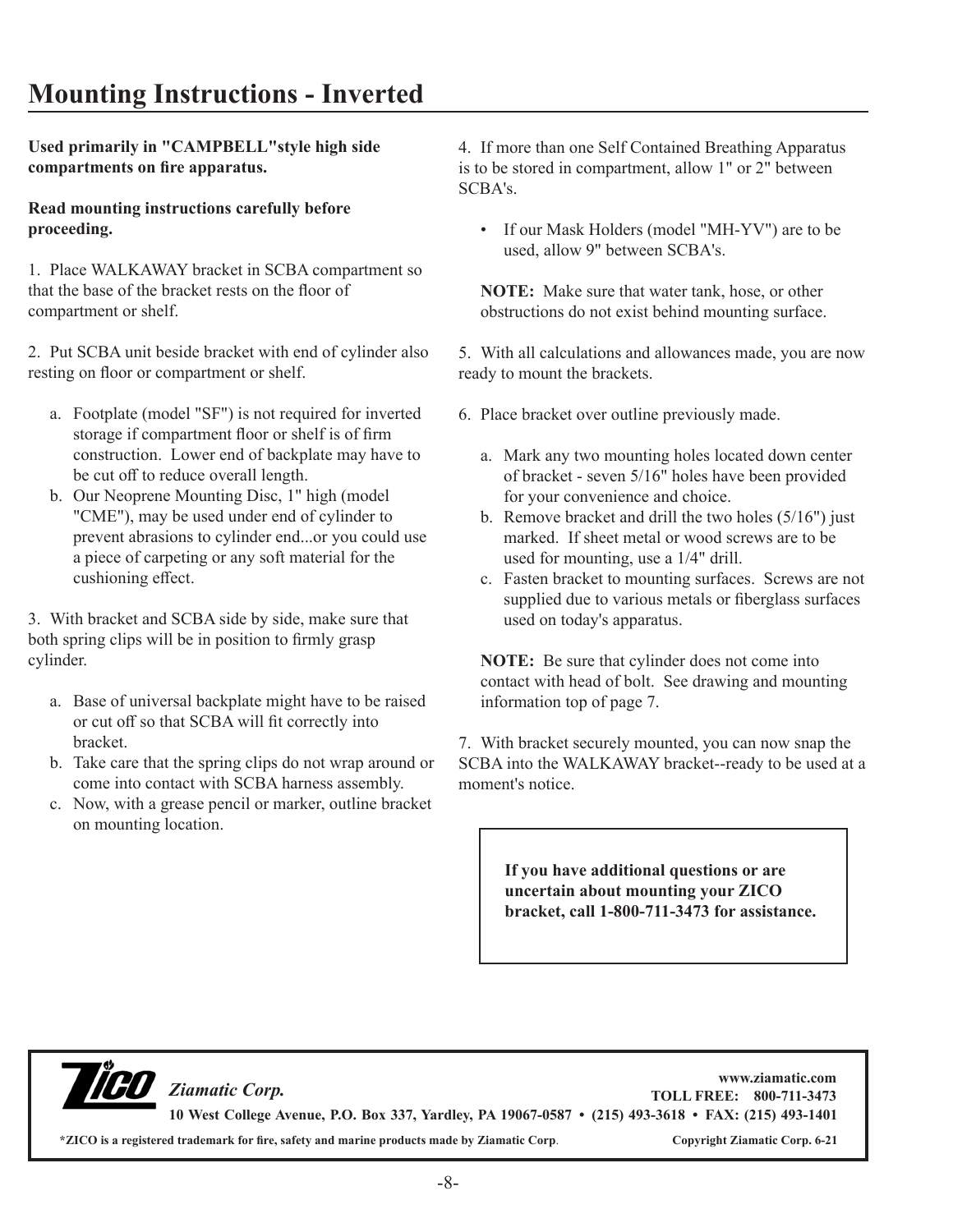# Mounting Instructions - Inverted

**Used primarily in "CAMPBELL"style high side compartments on fire apparatus.**

**Read mounting instructions carefully before proceeding.**

1. Place WALKAWAY bracket in SCBA compartment so that the base of the bracket rests on the floor of compartment or shelf.

2. Put SCBA unit beside bracket with end of cylinder also resting on floor or compartment or shelf.

   a. Footplate (model "SF") is not required for inverted storage if compartment floor or shelf is of firm construction. Lower end of backplate may have to be cut off to reduce overall length.
   b. Our Neoprene Mounting Disc, 1" high (model "CME"), may be used under end of cylinder to prevent abrasions to cylinder end...or you could use a piece of carpeting or any soft material for the cushioning effect.

3. With bracket and SCBA side by side, make sure that both spring clips will be in position to firmly grasp cylinder.

   a. Base of universal backplate might have to be raised or cut off so that SCBA will fit correctly into bracket.
   b. Take care that the spring clips do not wrap around or come into contact with SCBA harness assembly.
   c. Now, with a grease pencil or marker, outline bracket on mounting location.

4. If more than one Self Contained Breathing Apparatus is to be stored in compartment, allow 1" or 2" between SCBA's.

   - If our Mask Holders (model "MH-YV") are to be used, allow 9" between SCBA's.

   **NOTE:** Make sure that water tank, hose, or other obstructions do not exist behind mounting surface.

5. With all calculations and allowances made, you are now ready to mount the brackets.

6. Place bracket over outline previously made.

   a. Mark any two mounting holes located down center of bracket - seven 5/16" holes have been provided for your convenience and choice.
   b. Remove bracket and drill the two holes (5/16") just marked. If sheet metal or wood screws are to be used for mounting, use a 1/4" drill.
   c. Fasten bracket to mounting surfaces. Screws are not supplied due to various metals or fiberglass surfaces used on today's apparatus.

   **NOTE:** Be sure that cylinder does not come into contact with head of bolt. See drawing and mounting information top of page 7.

7. With bracket securely mounted, you can now snap the SCBA into the WALKAWAY bracket--ready to be used at a moment's notice.

**If you have additional questions or are uncertain about mounting your ZICO bracket, call 1-800-711-3473 for assistance.**

ZICO *Ziamatic Corp.*

**www.ziamatic.com**
**TOLL FREE: 800-711-3473**
**10 West College Avenue, P.O. Box 337, Yardley, PA 19067-0587 • (215) 493-3618 • FAX: (215) 493-1401**

**\*ZICO is a registered trademark for fire, safety and marine products made by Ziamatic Corp.** **Copyright Ziamatic Corp. 6-21**